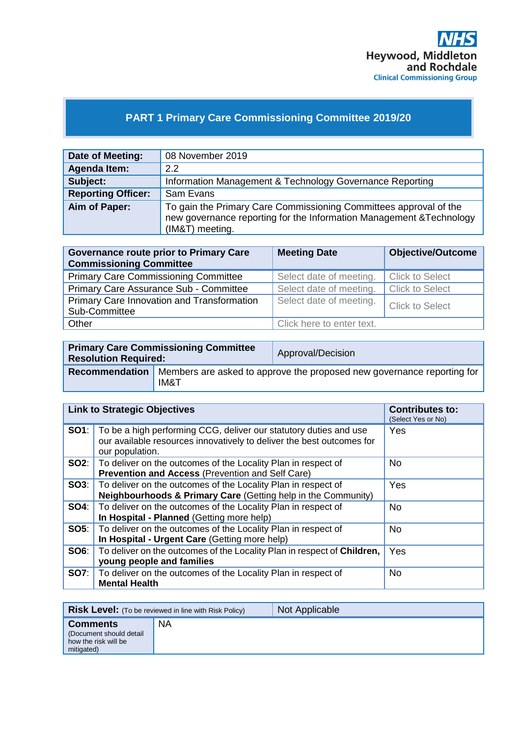NHS
Heywood, Middleton and Rochdale
Clinical Commissioning Group

# PART 1 Primary Care Commissioning Committee 2019/20

| **Date of Meeting:** | 08 November 2019 |
|---|---|
| **Agenda Item:** | 2.2 |
| **Subject:** | Information Management & Technology Governance Reporting |
| **Reporting Officer:** | Sam Evans |
| **Aim of Paper:** | To gain the Primary Care Commissioning Committees approval of the new governance reporting for the Information Management &Technology (IM&T) meeting. |

| **Governance route prior to Primary Care Commissioning Committee** | **Meeting Date** | **Objective/Outcome** |
|---|---|---|
| Primary Care Commissioning Committee | Select date of meeting. | Click to Select |
| Primary Care Assurance Sub - Committee | Select date of meeting. | Click to Select |
| Primary Care Innovation and Transformation Sub-Committee | Select date of meeting. | Click to Select |
| Other | Click here to enter text. | |

| **Primary Care Commissioning Committee Resolution Required:** | Approval/Decision |
|---|---|
| **Recommendation** | Members are asked to approve the proposed new governance reporting for IM&T |

| **Link to Strategic Objectives** | | **Contributes to:** (Select Yes or No) |
|---|---|---|
| **SO1**: | To be a high performing CCG, deliver our statutory duties and use our available resources innovatively to deliver the best outcomes for our population. | Yes |
| **SO2**: | To deliver on the outcomes of the Locality Plan in respect of **Prevention and Access** (Prevention and Self Care) | No |
| **SO3**: | To deliver on the outcomes of the Locality Plan in respect of **Neighbourhoods & Primary Care** (Getting help in the Community) | Yes |
| **SO4**: | To deliver on the outcomes of the Locality Plan in respect of **In Hospital - Planned** (Getting more help) | No |
| **SO5**: | To deliver on the outcomes of the Locality Plan in respect of **In Hospital - Urgent Care** (Getting more help) | No |
| **SO6**: | To deliver on the outcomes of the Locality Plan in respect of **Children, young people and families** | Yes |
| **SO7**: | To deliver on the outcomes of the Locality Plan in respect of **Mental Health** | No |

| **Risk Level:** (To be reviewed in line with Risk Policy) | Not Applicable |
|---|---|
| **Comments** (Document should detail how the risk will be mitigated) | NA |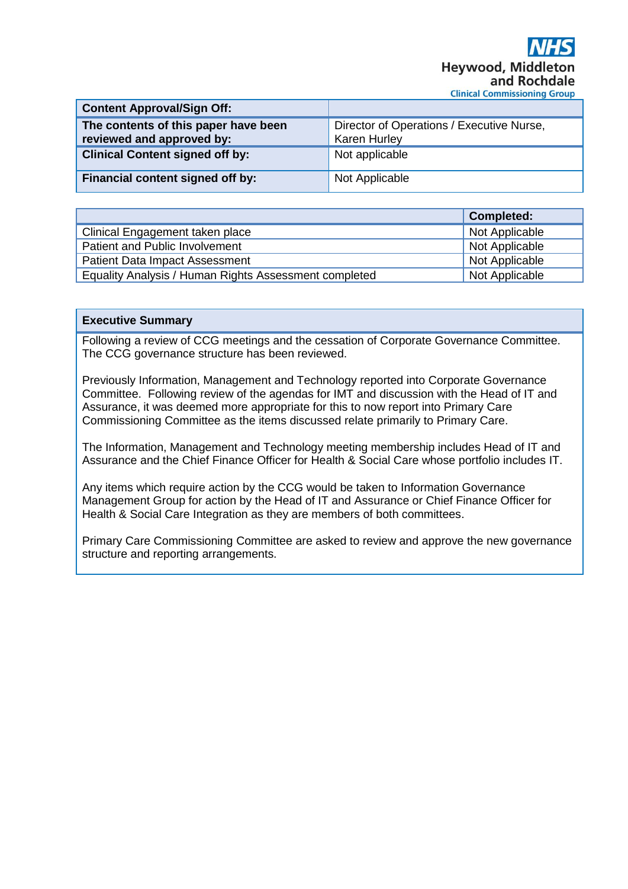| Content Approval/Sign Off: | |
|---|---|
| **The contents of this paper have been reviewed and approved by:** | Director of Operations / Executive Nurse, Karen Hurley |
| **Clinical Content signed off by:** | Not applicable |
| **Financial content signed off by:** | Not Applicable |

| | Completed: |
|---|---|
| Clinical Engagement taken place | Not Applicable |
| Patient and Public Involvement | Not Applicable |
| Patient Data Impact Assessment | Not Applicable |
| Equality Analysis / Human Rights Assessment completed | Not Applicable |

**Executive Summary**

Following a review of CCG meetings and the cessation of Corporate Governance Committee. The CCG governance structure has been reviewed.

Previously Information, Management and Technology reported into Corporate Governance Committee. Following review of the agendas for IMT and discussion with the Head of IT and Assurance, it was deemed more appropriate for this to now report into Primary Care Commissioning Committee as the items discussed relate primarily to Primary Care.

The Information, Management and Technology meeting membership includes Head of IT and Assurance and the Chief Finance Officer for Health & Social Care whose portfolio includes IT.

Any items which require action by the CCG would be taken to Information Governance Management Group for action by the Head of IT and Assurance or Chief Finance Officer for Health & Social Care Integration as they are members of both committees.

Primary Care Commissioning Committee are asked to review and approve the new governance structure and reporting arrangements.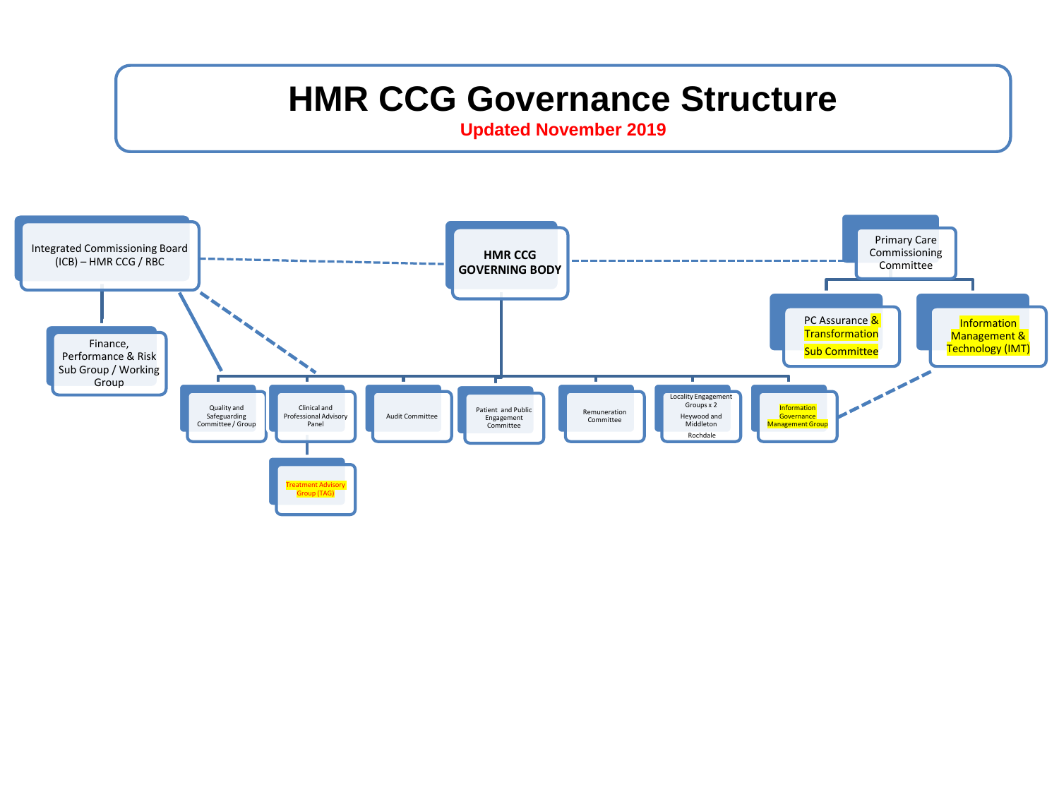# HMR CCG Governance Structure

Updated November 2019

Integrated Commissioning Board (ICB) – HMR CCG / RBC

Finance, Performance & Risk Sub Group / Working Group

HMR CCG GOVERNING BODY

Primary Care Commissioning Committee

PC Assurance & Transformation Sub Committee

Information Management & Technology (IMT)

Quality and Safeguarding Committee / Group

Clinical and Professional Advisory Panel

Treatment Advisory Group (TAG)

Audit Committee

Patient and Public Engagement Committee

Remuneration Committee

Locality Engagement Groups x 2

Heywood and Middleton

Rochdale

Information Governance Management Group